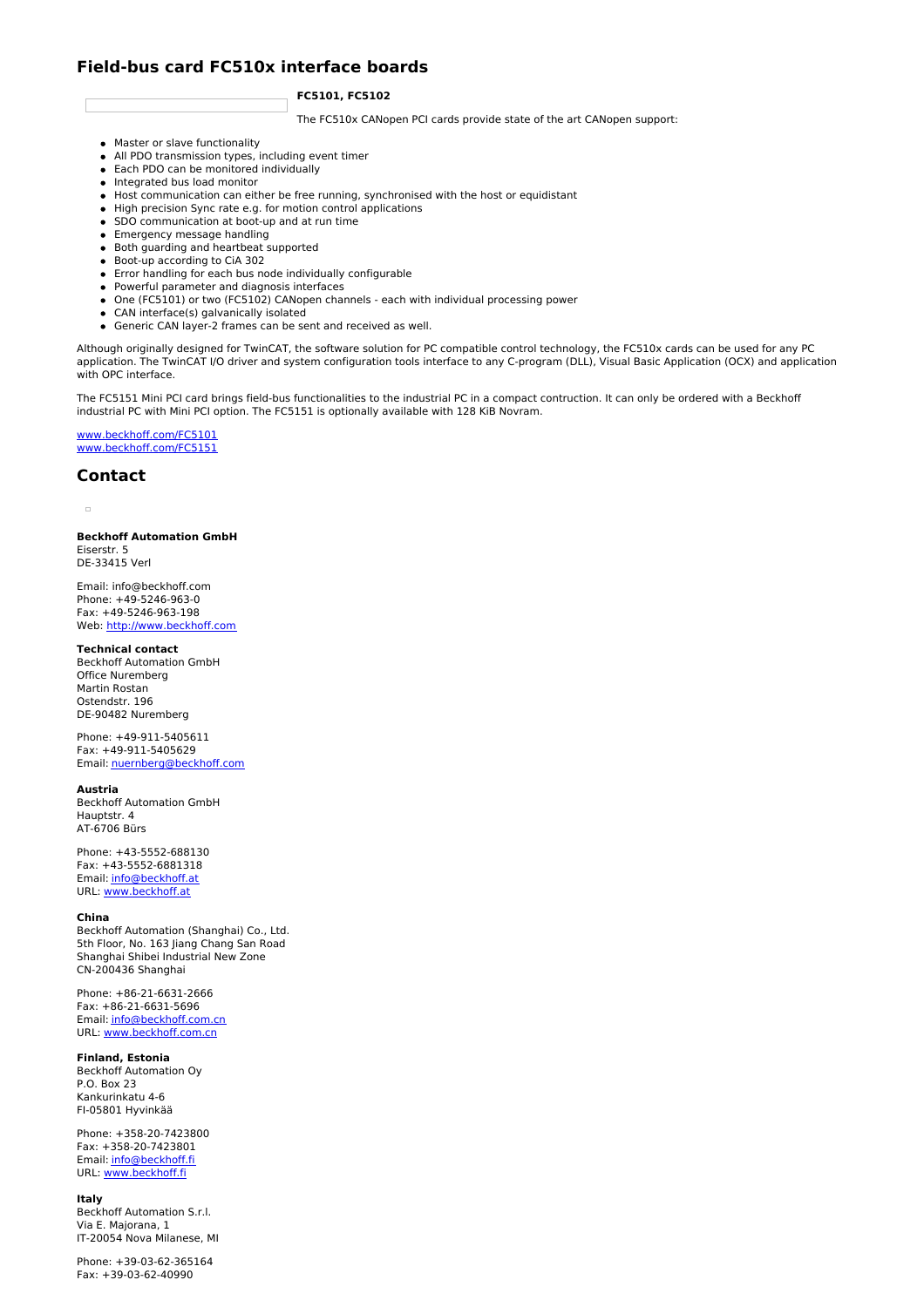# Field-bus card FC510x interface boards

### FC5101, FC5102

The FC510x CANopen PCI cards provide state of the art CANopen support:

- Master or slave functionality
- All PDO transmission types, including event timer
- Each PDO can be monitored individually
- Integrated bus load monitor
- Host communication can either be free running, synchronised with the host or equidistant
- High precision Sync rate e.g. for motion control applications
- SDO communication at boot-up and at run time
- Emergency message handling
- Both guarding and heartbeat supported
- Boot-up according to CiA 302
- Error handling for each bus node individually configurable
- Powerful parameter and diagnosis interfaces
- One (FC5101) or two (FC5102) CANopen channels - each with individual processing power
- CAN interface(s) galvanically isolated
- Generic CAN layer-2 frames can be sent and received as well.

Although originally designed for TwinCAT, the software solution for PC compatible control technology, the FC510x cards can be used for any PC application. The TwinCAT I/O driver and system configuration tools interface to any C-program (DLL), Visual Basic Application (OCX) and application with OPC interface.

The FC5151 Mini PCI card brings field-bus functionalities to the industrial PC in a compact contruction. It can only be ordered with a Beckhoff industrial PC with Mini PCI option. The FC5151 is optionally available with 128 KiB Novram.

www.beckhoff.com/FC5101
www.beckhoff.com/FC5151

## Contact

**Beckhoff Automation GmbH**
Eiserstr. 5
DE-33415 Verl

Email: info@beckhoff.com
Phone: +49-5246-963-0
Fax: +49-5246-963-198
Web: http://www.beckhoff.com

**Technical contact**
Beckhoff Automation GmbH
Office Nuremberg
Martin Rostan
Ostendstr. 196
DE-90482 Nuremberg

Phone: +49-911-5405611
Fax: +49-911-5405629
Email: nuernberg@beckhoff.com

**Austria**
Beckhoff Automation GmbH
Hauptstr. 4
AT-6706 Bürs

Phone: +43-5552-688130
Fax: +43-5552-6881318
Email: info@beckhoff.at
URL: www.beckhoff.at

**China**
Beckhoff Automation (Shanghai) Co., Ltd.
5th Floor, No. 163 Jiang Chang San Road
Shanghai Shibei Industrial New Zone
CN-200436 Shanghai

Phone: +86-21-6631-2666
Fax: +86-21-6631-5696
Email: info@beckhoff.com.cn
URL: www.beckhoff.com.cn

**Finland, Estonia**
Beckhoff Automation Oy
P.O. Box 23
Kankurinkatu 4-6
FI-05801 Hyvinkää

Phone: +358-20-7423800
Fax: +358-20-7423801
Email: info@beckhoff.fi
URL: www.beckhoff.fi

**Italy**
Beckhoff Automation S.r.l.
Via E. Majorana, 1
IT-20054 Nova Milanese, MI

Phone: +39-03-62-365164
Fax: +39-03-62-40990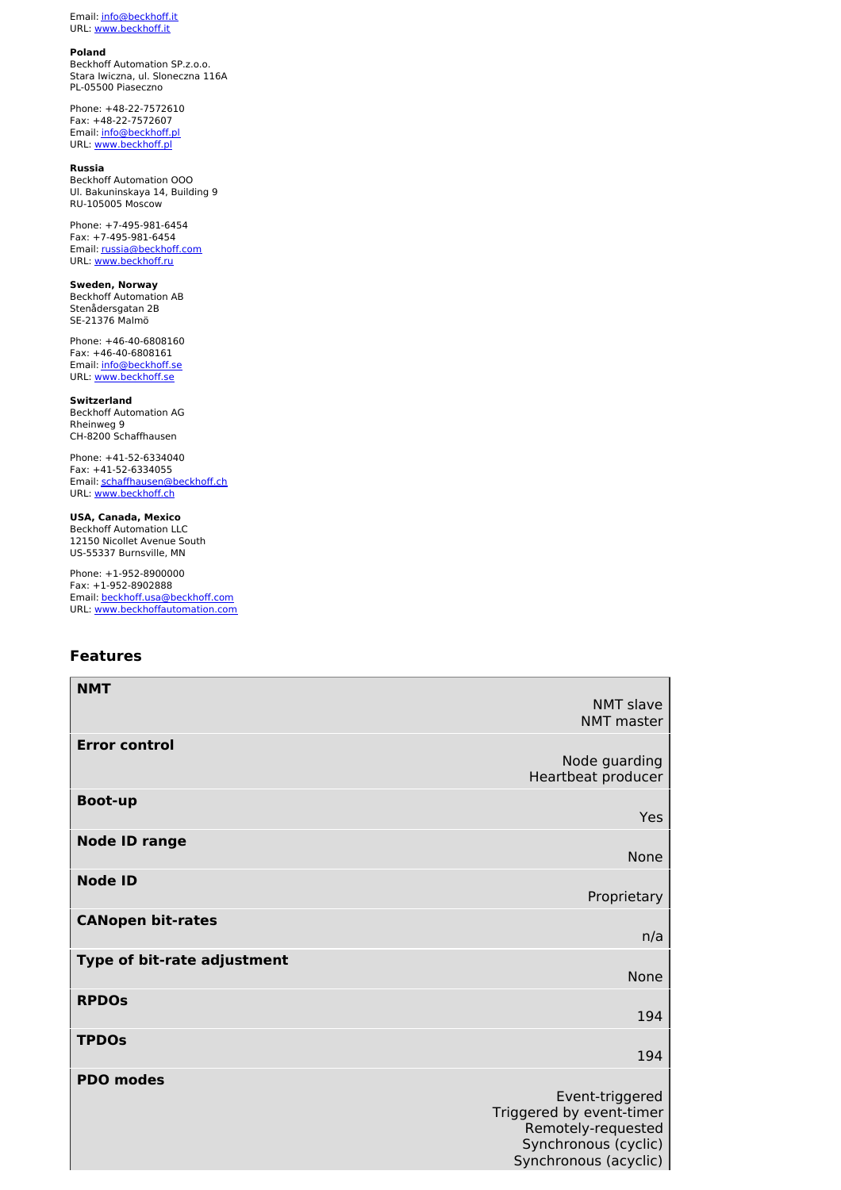Email: info@beckhoff.it
URL: www.beckhoff.it

**Poland**
Beckhoff Automation SP.z.o.o.
Stara Iwiczna, ul. Sloneczna 116A
PL-05500 Piaseczno

Phone: +48-22-7572610
Fax: +48-22-7572607
Email: info@beckhoff.pl
URL: www.beckhoff.pl

**Russia**
Beckhoff Automation OOO
Ul. Bakuninskaya 14, Building 9
RU-105005 Moscow

Phone: +7-495-981-6454
Fax: +7-495-981-6454
Email: russia@beckhoff.com
URL: www.beckhoff.ru

**Sweden, Norway**
Beckhoff Automation AB
Stenådersgatan 2B
SE-21376 Malmö

Phone: +46-40-6808160
Fax: +46-40-6808161
Email: info@beckhoff.se
URL: www.beckhoff.se

**Switzerland**
Beckhoff Automation AG
Rheinweg 9
CH-8200 Schaffhausen

Phone: +41-52-6334040
Fax: +41-52-6334055
Email: schaffhausen@beckhoff.ch
URL: www.beckhoff.ch

**USA, Canada, Mexico**
Beckhoff Automation LLC
12150 Nicollet Avenue South
US-55337 Burnsville, MN

Phone: +1-952-8900000
Fax: +1-952-8902888
Email: beckhoff.usa@beckhoff.com
URL: www.beckhoffautomation.com

## Features

| Feature | Value |
|---|---|
| **NMT** | NMT slave<br>NMT master |
| **Error control** | Node guarding<br>Heartbeat producer |
| **Boot-up** | Yes |
| **Node ID range** | None |
| **Node ID** | Proprietary |
| **CANopen bit-rates** | n/a |
| **Type of bit-rate adjustment** | None |
| **RPDOs** | 194 |
| **TPDOs** | 194 |
| **PDO modes** | Event-triggered<br>Triggered by event-timer<br>Remotely-requested<br>Synchronous (cyclic)<br>Synchronous (acyclic) |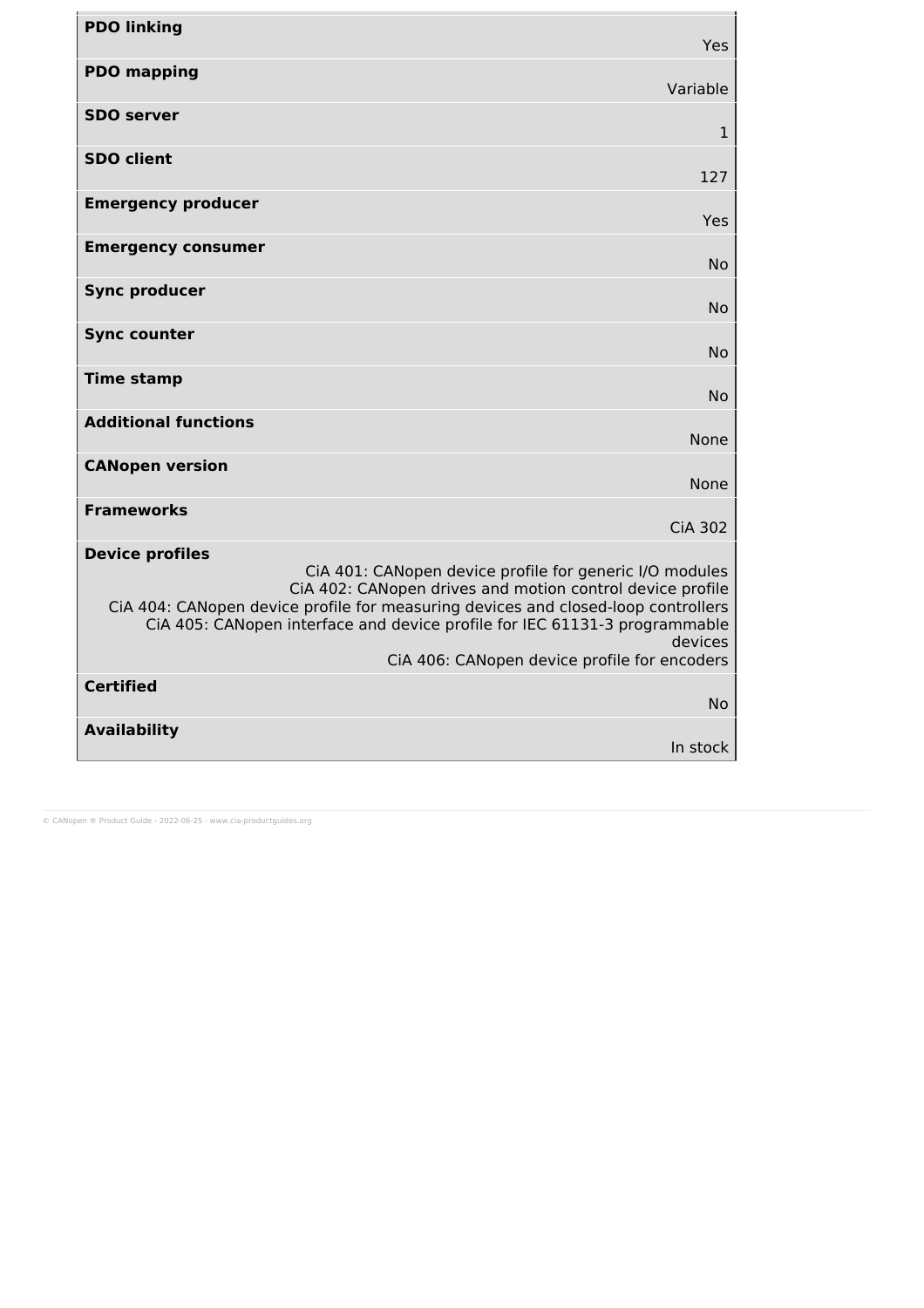| | |
|---|---|
| **PDO linking** | Yes |
| **PDO mapping** | Variable |
| **SDO server** | 1 |
| **SDO client** | 127 |
| **Emergency producer** | Yes |
| **Emergency consumer** | No |
| **Sync producer** | No |
| **Sync counter** | No |
| **Time stamp** | No |
| **Additional functions** | None |
| **CANopen version** | None |
| **Frameworks** | CiA 302 |
| **Device profiles** | CiA 401: CANopen device profile for generic I/O modules<br>CiA 402: CANopen drives and motion control device profile<br>CiA 404: CANopen device profile for measuring devices and closed-loop controllers<br>CiA 405: CANopen interface and device profile for IEC 61131-3 programmable devices<br>CiA 406: CANopen device profile for encoders |
| **Certified** | No |
| **Availability** | In stock |